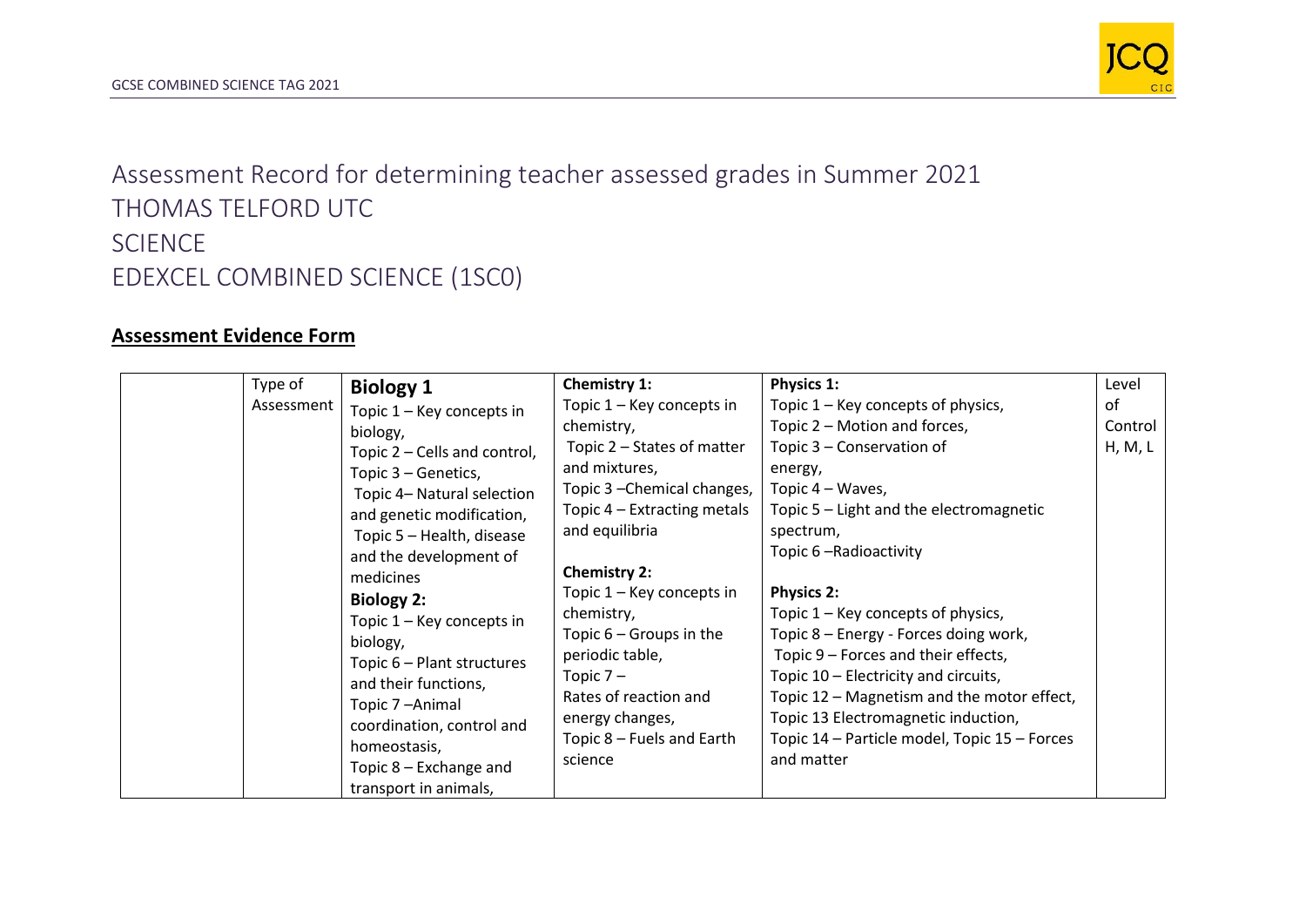Assessment Record for determining teacher assessed grades in Summer 2021

THOMAS TELFORD UTC

SCIENCE

EDEXCEL COMBINED SCIENCE (1SC0)

## **Assessment Evidence Form**

| | Type of Assessment | **Biology 1**<br>Topic 1 – Key concepts in biology,<br>Topic 2 – Cells and control,<br>Topic 3 – Genetics,<br>Topic 4– Natural selection and genetic modification,<br>Topic 5 – Health, disease and the development of medicines<br>**Biology 2:**<br>Topic 1 – Key concepts in biology,<br>Topic 6 – Plant structures and their functions,<br>Topic 7 –Animal coordination, control and homeostasis,<br>Topic 8 – Exchange and transport in animals, | **Chemistry 1:**<br>Topic 1 – Key concepts in chemistry,<br>Topic 2 – States of matter and mixtures,<br>Topic 3 –Chemical changes,<br>Topic 4 – Extracting metals and equilibria<br><br>**Chemistry 2:**<br>Topic 1 – Key concepts in chemistry,<br>Topic 6 – Groups in the periodic table,<br>Topic 7 – Rates of reaction and energy changes,<br>Topic 8 – Fuels and Earth science | **Physics 1:**<br>Topic 1 – Key concepts of physics,<br>Topic 2 – Motion and forces,<br>Topic 3 – Conservation of energy,<br>Topic 4 – Waves,<br>Topic 5 – Light and the electromagnetic spectrum,<br>Topic 6 –Radioactivity<br><br>**Physics 2:**<br>Topic 1 – Key concepts of physics,<br>Topic 8 – Energy - Forces doing work,<br>Topic 9 – Forces and their effects,<br>Topic 10 – Electricity and circuits,<br>Topic 12 – Magnetism and the motor effect,<br>Topic 13 Electromagnetic induction,<br>Topic 14 – Particle model, Topic 15 – Forces and matter | Level of Control H, M, L |
|---|---|---|---|---|---|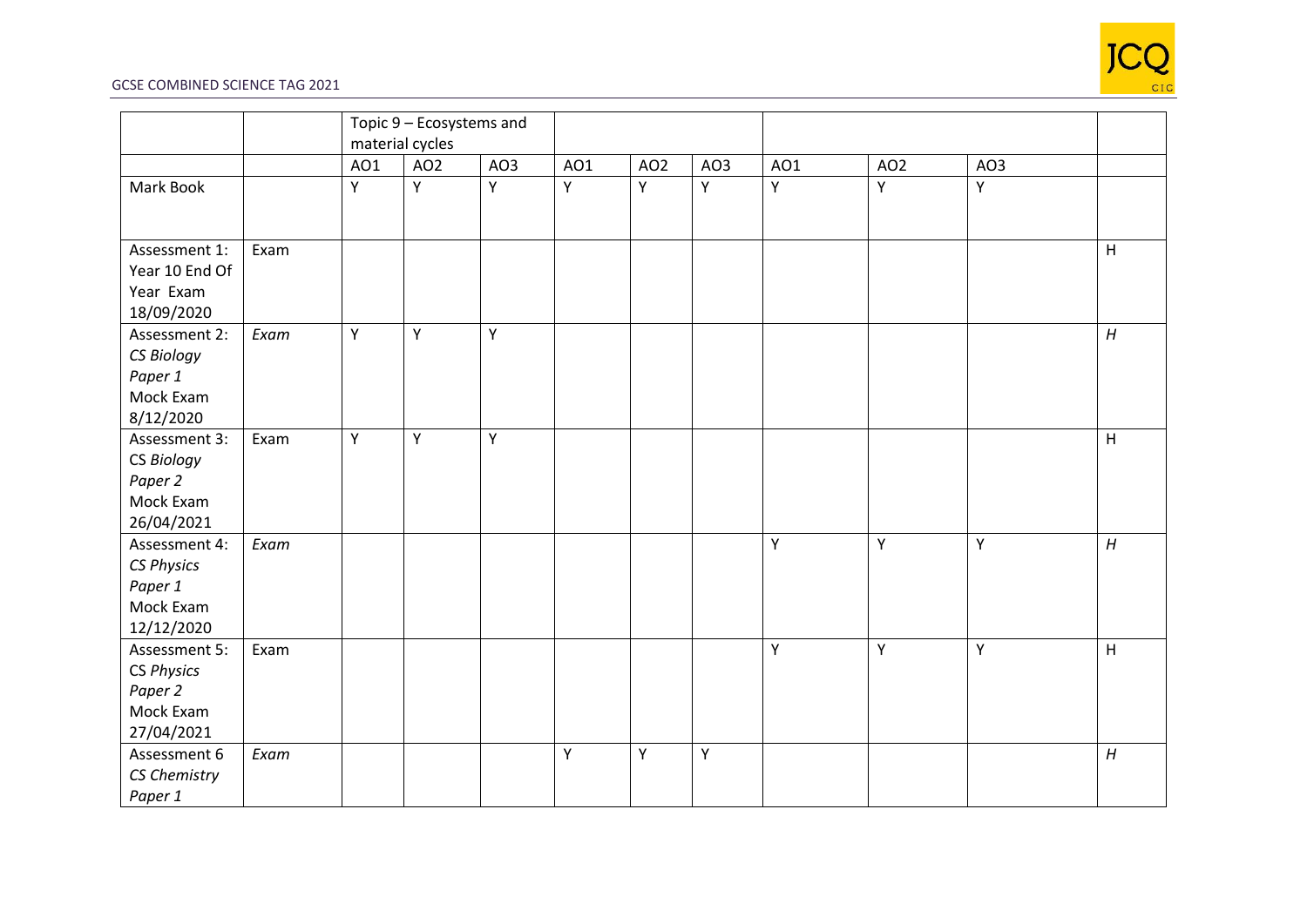| | | Topic 9 – Ecosystems and material cycles | | | | | | | | | |
|---|---|---|---|---|---|---|---|---|---|---|---|
| | | AO1 | AO2 | AO3 | AO1 | AO2 | AO3 | AO1 | AO2 | AO3 | |
| Mark Book | | Y | Y | Y | Y | Y | Y | Y | Y | Y | |
| Assessment 1: Year 10 End Of Year Exam 18/09/2020 | Exam | | | | | | | | | | H |
| Assessment 2: *CS Biology Paper 1* Mock Exam 8/12/2020 | *Exam* | Y | Y | Y | | | | | | | *H* |
| Assessment 3: CS *Biology Paper 2* Mock Exam 26/04/2021 | Exam | Y | Y | Y | | | | | | | H |
| Assessment 4: *CS Physics Paper 1* Mock Exam 12/12/2020 | *Exam* | | | | | | | Y | Y | Y | *H* |
| Assessment 5: CS *Physics Paper 2* Mock Exam 27/04/2021 | Exam | | | | | | | Y | Y | Y | H |
| Assessment 6 *CS Chemistry Paper 1* | *Exam* | | | | Y | Y | Y | | | | *H* |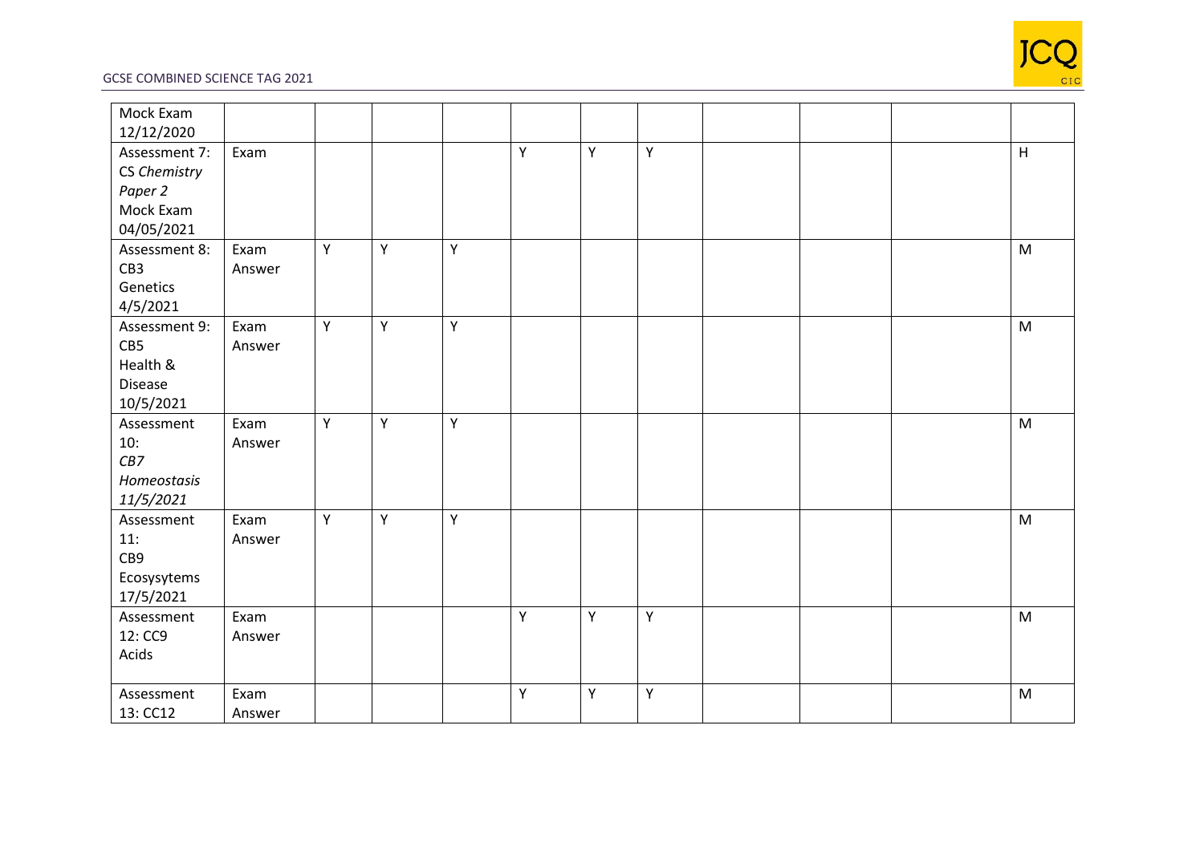| | | | | | | | | | | | |
|---|---|---|---|---|---|---|---|---|---|---|---|
| Mock Exam 12/12/2020 | | | | | | | | | | | |
| Assessment 7: CS *Chemistry Paper 2* Mock Exam 04/05/2021 | Exam | | | | Y | Y | Y | | | | H |
| Assessment 8: CB3 Genetics 4/5/2021 | Exam Answer | Y | Y | Y | | | | | | | M |
| Assessment 9: CB5 Health & Disease 10/5/2021 | Exam Answer | Y | Y | Y | | | | | | | M |
| Assessment 10: *CB7 Homeostasis 11/5/2021* | Exam Answer | Y | Y | Y | | | | | | | M |
| Assessment 11: CB9 Ecosysytems 17/5/2021 | Exam Answer | Y | Y | Y | | | | | | | M |
| Assessment 12: CC9 Acids | Exam Answer | | | | Y | Y | Y | | | | M |
| Assessment 13: CC12 | Exam Answer | | | | Y | Y | Y | | | | M |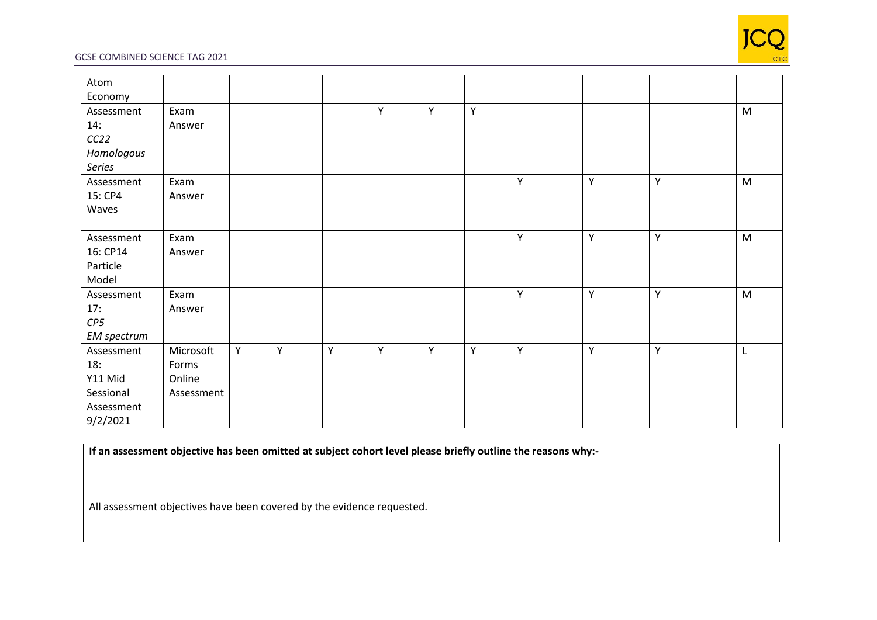| | | | | | | | | | | | |
|---|---|---|---|---|---|---|---|---|---|---|---|
| Atom Economy | | | | | | | | | | | |
| Assessment 14: *CC22 Homologous Series* | Exam Answer | | | | Y | Y | Y | | | | M |
| Assessment 15: CP4 Waves | Exam Answer | | | | | | | Y | Y | Y | M |
| Assessment 16: CP14 Particle Model | Exam Answer | | | | | | | Y | Y | Y | M |
| Assessment 17: *CP5 EM spectrum* | Exam Answer | | | | | | | Y | Y | Y | M |
| Assessment 18: Y11 Mid Sessional Assessment 9/2/2021 | Microsoft Forms Online Assessment | Y | Y | Y | Y | Y | Y | Y | Y | Y | L |

**If an assessment objective has been omitted at subject cohort level please briefly outline the reasons why:-**

All assessment objectives have been covered by the evidence requested.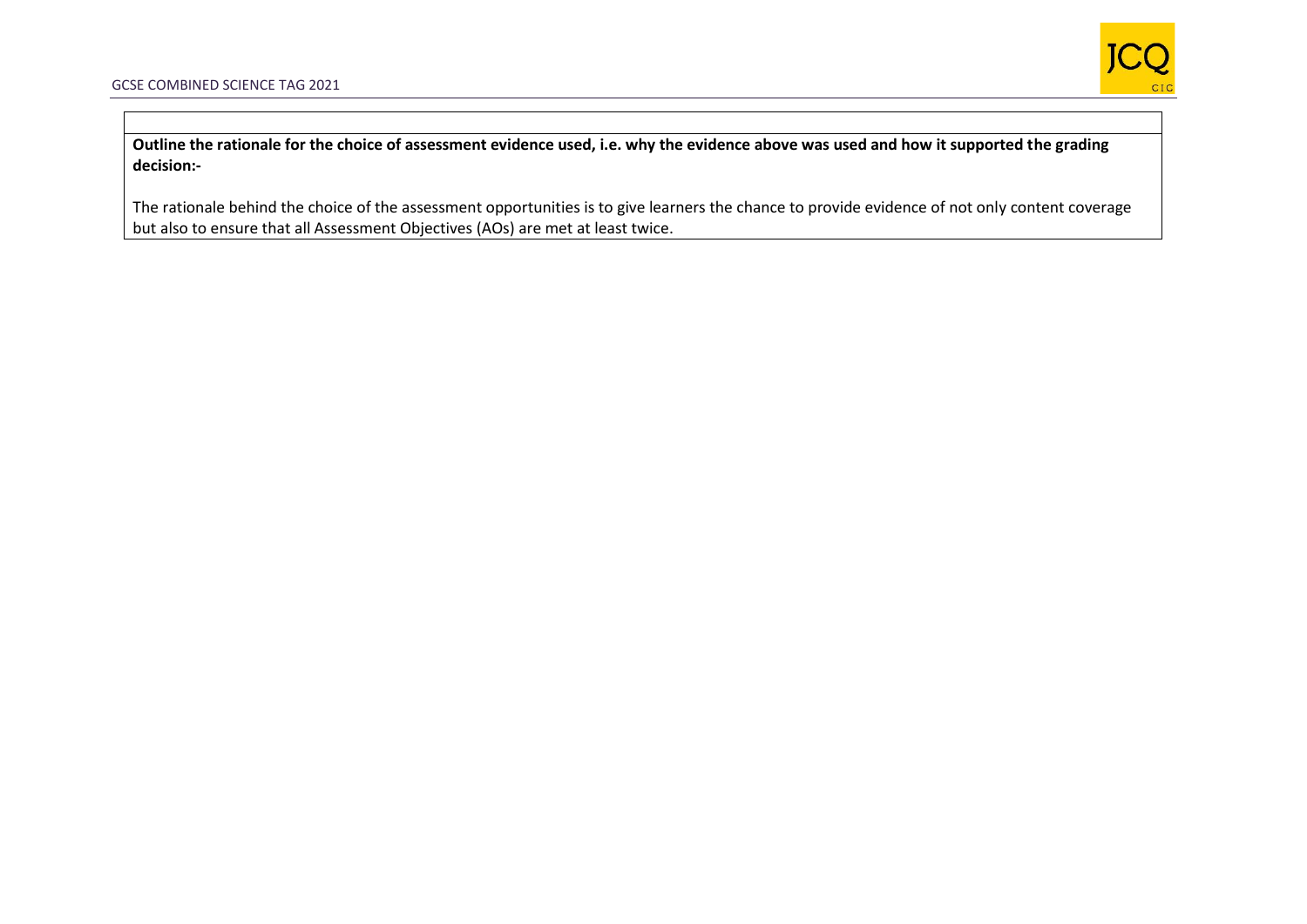**Outline the rationale for the choice of assessment evidence used, i.e. why the evidence above was used and how it supported the grading decision:-**

The rationale behind the choice of the assessment opportunities is to give learners the chance to provide evidence of not only content coverage but also to ensure that all Assessment Objectives (AOs) are met at least twice.